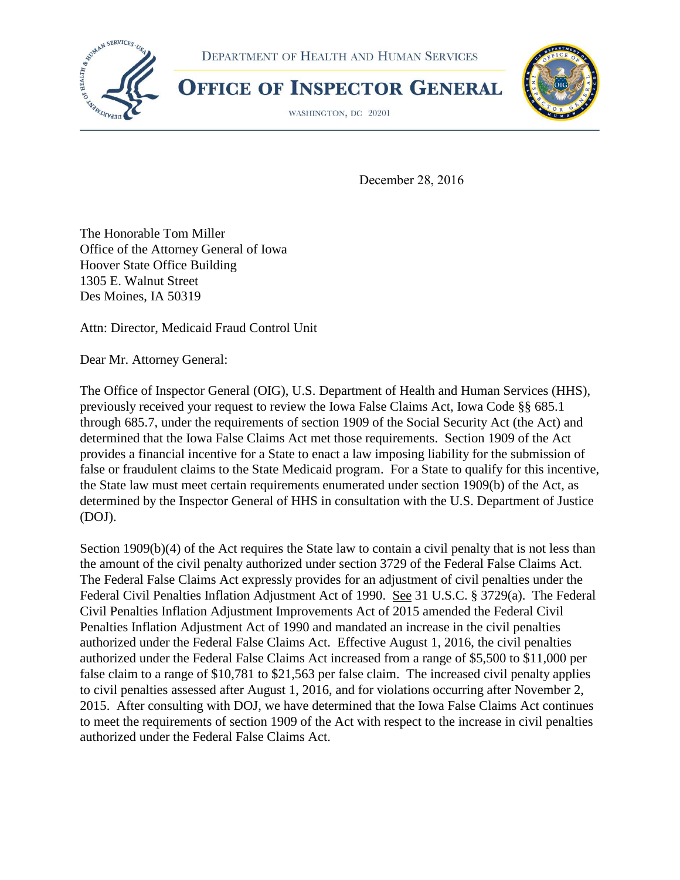DEPARTMENT OF HEALTH AND HUMAN SERVICES

# OFFICE OF INSPECTOR GENERAL

WASHINGTON, DC 20201

December 28, 2016

The Honorable Tom Miller
Office of the Attorney General of Iowa
Hoover State Office Building
1305 E. Walnut Street
Des Moines, IA 50319

Attn: Director, Medicaid Fraud Control Unit

Dear Mr. Attorney General:

The Office of Inspector General (OIG), U.S. Department of Health and Human Services (HHS), previously received your request to review the Iowa False Claims Act, Iowa Code §§ 685.1 through 685.7, under the requirements of section 1909 of the Social Security Act (the Act) and determined that the Iowa False Claims Act met those requirements. Section 1909 of the Act provides a financial incentive for a State to enact a law imposing liability for the submission of false or fraudulent claims to the State Medicaid program. For a State to qualify for this incentive, the State law must meet certain requirements enumerated under section 1909(b) of the Act, as determined by the Inspector General of HHS in consultation with the U.S. Department of Justice (DOJ).

Section 1909(b)(4) of the Act requires the State law to contain a civil penalty that is not less than the amount of the civil penalty authorized under section 3729 of the Federal False Claims Act. The Federal False Claims Act expressly provides for an adjustment of civil penalties under the Federal Civil Penalties Inflation Adjustment Act of 1990. See 31 U.S.C. § 3729(a). The Federal Civil Penalties Inflation Adjustment Improvements Act of 2015 amended the Federal Civil Penalties Inflation Adjustment Act of 1990 and mandated an increase in the civil penalties authorized under the Federal False Claims Act. Effective August 1, 2016, the civil penalties authorized under the Federal False Claims Act increased from a range of $5,500 to $11,000 per false claim to a range of $10,781 to $21,563 per false claim. The increased civil penalty applies to civil penalties assessed after August 1, 2016, and for violations occurring after November 2, 2015. After consulting with DOJ, we have determined that the Iowa False Claims Act continues to meet the requirements of section 1909 of the Act with respect to the increase in civil penalties authorized under the Federal False Claims Act.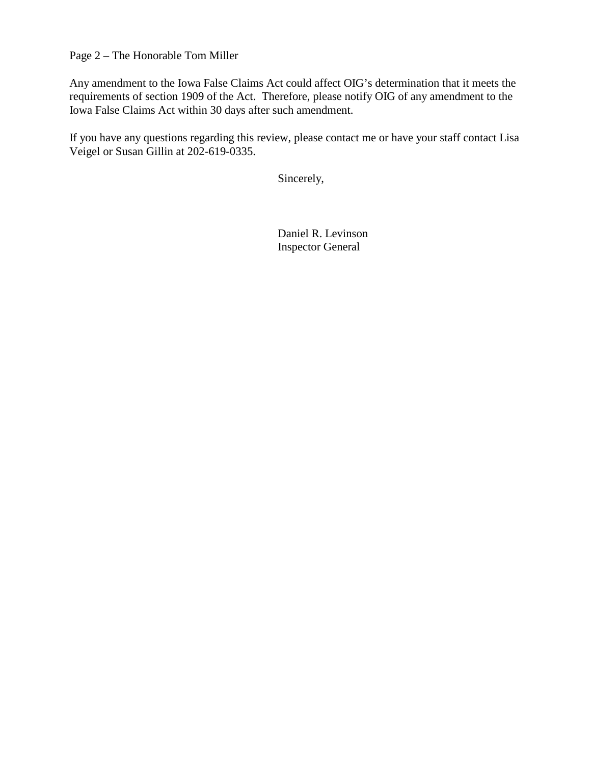Any amendment to the Iowa False Claims Act could affect OIG's determination that it meets the requirements of section 1909 of the Act. Therefore, please notify OIG of any amendment to the Iowa False Claims Act within 30 days after such amendment.

If you have any questions regarding this review, please contact me or have your staff contact Lisa Veigel or Susan Gillin at 202-619-0335.

Sincerely,

Daniel R. Levinson
Inspector General